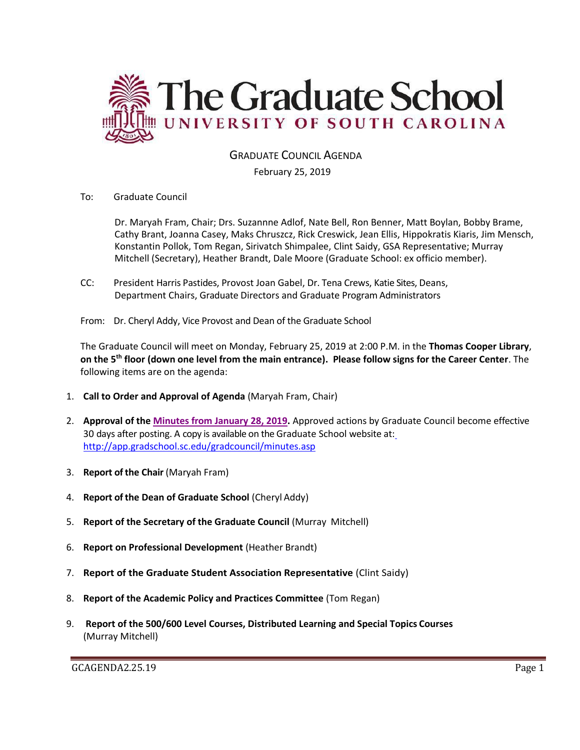# The Graduate School
## UNIVERSITY OF SOUTH CAROLINA

GRADUATE COUNCIL AGENDA

February 25, 2019

To: Graduate Council

Dr. Maryah Fram, Chair; Drs. Suzannne Adlof, Nate Bell, Ron Benner, Matt Boylan, Bobby Brame, Cathy Brant, Joanna Casey, Maks Chruszcz, Rick Creswick, Jean Ellis, Hippokratis Kiaris, Jim Mensch, Konstantin Pollok, Tom Regan, Sirivatch Shimpalee, Clint Saidy, GSA Representative; Murray Mitchell (Secretary), Heather Brandt, Dale Moore (Graduate School: ex officio member).

CC: President Harris Pastides, Provost Joan Gabel, Dr. Tena Crews, Katie Sites, Deans, Department Chairs, Graduate Directors and Graduate Program Administrators

From: Dr. Cheryl Addy, Vice Provost and Dean of the Graduate School

The Graduate Council will meet on Monday, February 25, 2019 at 2:00 P.M. in the **Thomas Cooper Library**, **on the 5th floor (down one level from the main entrance). Please follow signs for the Career Center**. The following items are on the agenda:

1. **Call to Order and Approval of Agenda** (Maryah Fram, Chair)
2. **Approval of the Minutes from January 28, 2019.** Approved actions by Graduate Council become effective 30 days after posting. A copy is available on the Graduate School website at: http://app.gradschool.sc.edu/gradcouncil/minutes.asp
3. **Report of the Chair** (Maryah Fram)
4. **Report of the Dean of Graduate School** (Cheryl Addy)
5. **Report of the Secretary of the Graduate Council** (Murray Mitchell)
6. **Report on Professional Development** (Heather Brandt)
7. **Report of the Graduate Student Association Representative** (Clint Saidy)
8. **Report of the Academic Policy and Practices Committee** (Tom Regan)
9. **Report of the 500/600 Level Courses, Distributed Learning and Special Topics Courses** (Murray Mitchell)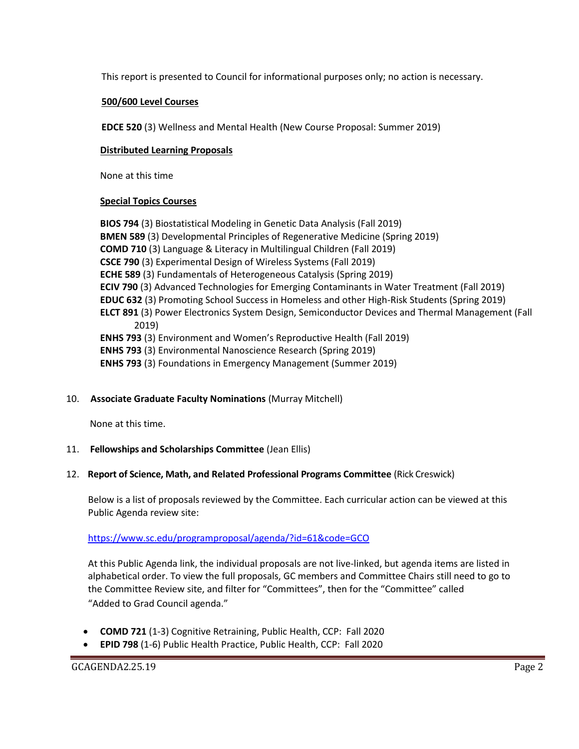This report is presented to Council for informational purposes only; no action is necessary.

**500/600 Level Courses**

**EDCE 520** (3) Wellness and Mental Health (New Course Proposal: Summer 2019)

**Distributed Learning Proposals**

None at this time

**Special Topics Courses**

**BIOS 794** (3) Biostatistical Modeling in Genetic Data Analysis (Fall 2019)
**BMEN 589** (3) Developmental Principles of Regenerative Medicine (Spring 2019)
**COMD 710** (3) Language & Literacy in Multilingual Children (Fall 2019)
**CSCE 790** (3) Experimental Design of Wireless Systems (Fall 2019)
**ECHE 589** (3) Fundamentals of Heterogeneous Catalysis (Spring 2019)
**ECIV 790** (3) Advanced Technologies for Emerging Contaminants in Water Treatment (Fall 2019)
**EDUC 632** (3) Promoting School Success in Homeless and other High-Risk Students (Spring 2019)
**ELCT 891** (3) Power Electronics System Design, Semiconductor Devices and Thermal Management (Fall 2019)
**ENHS 793** (3) Environment and Women's Reproductive Health (Fall 2019)
**ENHS 793** (3) Environmental Nanoscience Research (Spring 2019)
**ENHS 793** (3) Foundations in Emergency Management (Summer 2019)

10. **Associate Graduate Faculty Nominations** (Murray Mitchell)

    None at this time.

11. **Fellowships and Scholarships Committee** (Jean Ellis)

12. **Report of Science, Math, and Related Professional Programs Committee** (Rick Creswick)

    Below is a list of proposals reviewed by the Committee. Each curricular action can be viewed at this Public Agenda review site:

    https://www.sc.edu/programproposal/agenda/?id=61&code=GCO

    At this Public Agenda link, the individual proposals are not live-linked, but agenda items are listed in alphabetical order. To view the full proposals, GC members and Committee Chairs still need to go to the Committee Review site, and filter for "Committees", then for the "Committee" called "Added to Grad Council agenda."

- **COMD 721** (1-3) Cognitive Retraining, Public Health, CCP: Fall 2020
- **EPID 798** (1-6) Public Health Practice, Public Health, CCP: Fall 2020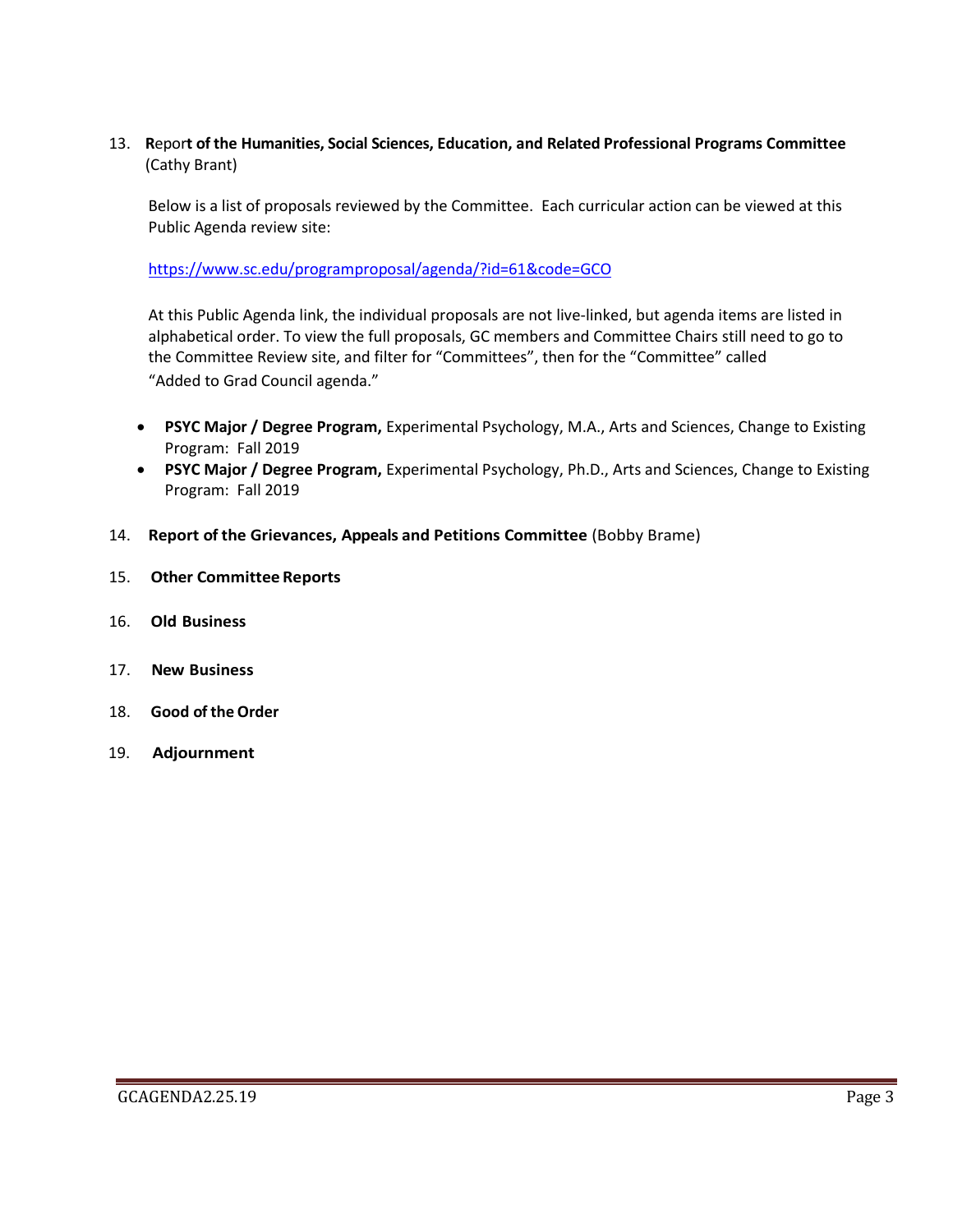13. **Report of the Humanities, Social Sciences, Education, and Related Professional Programs Committee** (Cathy Brant)

Below is a list of proposals reviewed by the Committee. Each curricular action can be viewed at this Public Agenda review site:

https://www.sc.edu/programproposal/agenda/?id=61&code=GCO

At this Public Agenda link, the individual proposals are not live-linked, but agenda items are listed in alphabetical order. To view the full proposals, GC members and Committee Chairs still need to go to the Committee Review site, and filter for "Committees", then for the "Committee" called "Added to Grad Council agenda."

- **PSYC Major / Degree Program,** Experimental Psychology, M.A., Arts and Sciences, Change to Existing Program: Fall 2019
- **PSYC Major / Degree Program,** Experimental Psychology, Ph.D., Arts and Sciences, Change to Existing Program: Fall 2019

14. **Report of the Grievances, Appeals and Petitions Committee** (Bobby Brame)

15. **Other Committee Reports**

16. **Old Business**

17. **New Business**

18. **Good of the Order**

19. **Adjournment**